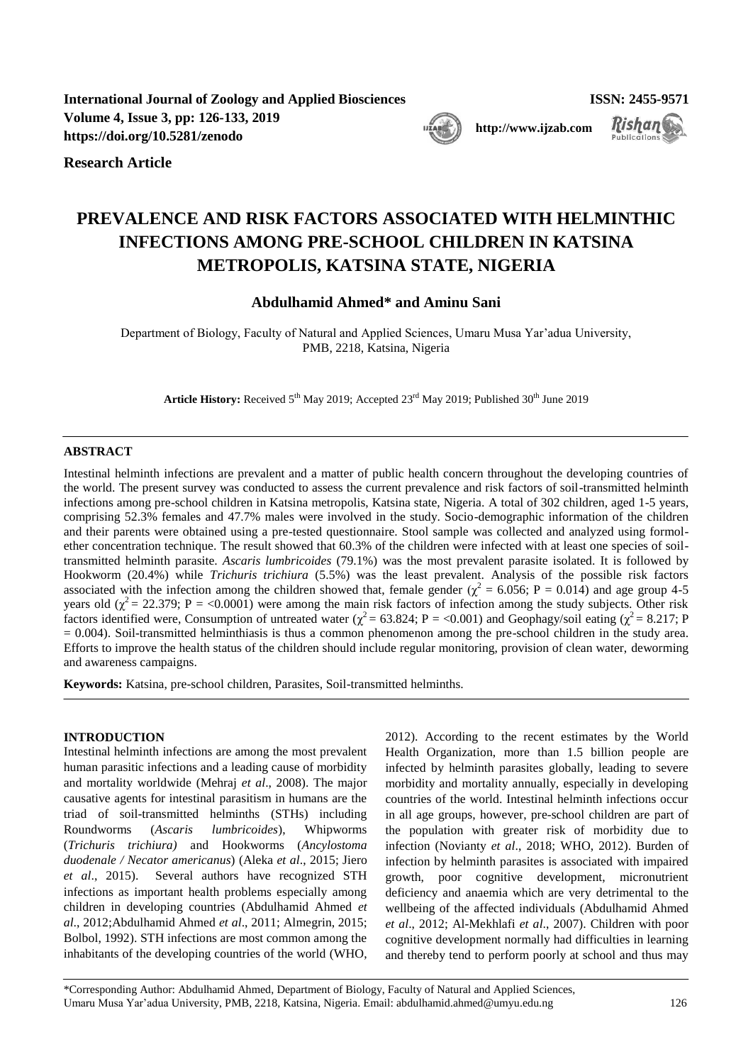**Research Article**

# PREVALENCE AND RISK FACTORS ASSOCIATED WITH HELMINTHIC INFECTIONS AMONG PRE-SCHOOL CHILDREN IN KATSINA METROPOLIS, KATSINA STATE, NIGERIA

**Abdulhamid Ahmed\* and Aminu Sani**

Department of Biology, Faculty of Natural and Applied Sciences, Umaru Musa Yar'adua University, PMB, 2218, Katsina, Nigeria

**Article History:** Received 5th May 2019; Accepted 23rd May 2019; Published 30th June 2019

## ABSTRACT

Intestinal helminth infections are prevalent and a matter of public health concern throughout the developing countries of the world. The present survey was conducted to assess the current prevalence and risk factors of soil-transmitted helminth infections among pre-school children in Katsina metropolis, Katsina state, Nigeria. A total of 302 children, aged 1-5 years, comprising 52.3% females and 47.7% males were involved in the study. Socio-demographic information of the children and their parents were obtained using a pre-tested questionnaire. Stool sample was collected and analyzed using formol-ether concentration technique. The result showed that 60.3% of the children were infected with at least one species of soil-transmitted helminth parasite. *Ascaris lumbricoides* (79.1%) was the most prevalent parasite isolated. It is followed by Hookworm (20.4%) while *Trichuris trichiura* (5.5%) was the least prevalent. Analysis of the possible risk factors associated with the infection among the children showed that, female gender ($\chi^2 = 6.056$; P = 0.014) and age group 4-5 years old ($\chi^2 = 22.379$; P = <0.0001) were among the main risk factors of infection among the study subjects. Other risk factors identified were, Consumption of untreated water ($\chi^2 = 63.824$; P = <0.001) and Geophagy/soil eating ($\chi^2 = 8.217$; P = 0.004). Soil-transmitted helminthiasis is thus a common phenomenon among the pre-school children in the study area. Efforts to improve the health status of the children should include regular monitoring, provision of clean water, deworming and awareness campaigns.

**Keywords:** Katsina, pre-school children, Parasites, Soil-transmitted helminths.

## INTRODUCTION

Intestinal helminth infections are among the most prevalent human parasitic infections and a leading cause of morbidity and mortality worldwide (Mehraj *et al*., 2008). The major causative agents for intestinal parasitism in humans are the triad of soil-transmitted helminths (STHs) including Roundworms (*Ascaris lumbricoides*), Whipworms (*Trichuris trichiura)* and Hookworms (*Ancylostoma duodenale / Necator americanus*) (Aleka *et al*., 2015; Jiero *et al*., 2015). Several authors have recognized STH infections as important health problems especially among children in developing countries (Abdulhamid Ahmed *et al*., 2012;Abdulhamid Ahmed *et al*., 2011; Almegrin, 2015; Bolbol, 1992). STH infections are most common among the inhabitants of the developing countries of the world (WHO, 2012). According to the recent estimates by the World Health Organization, more than 1.5 billion people are infected by helminth parasites globally, leading to severe morbidity and mortality annually, especially in developing countries of the world. Intestinal helminth infections occur in all age groups, however, pre-school children are part of the population with greater risk of morbidity due to infection (Novianty *et al*., 2018; WHO, 2012). Burden of infection by helminth parasites is associated with impaired growth, poor cognitive development, micronutrient deficiency and anaemia which are very detrimental to the wellbeing of the affected individuals (Abdulhamid Ahmed *et al*., 2012; Al-Mekhlafi *et al*., 2007). Children with poor cognitive development normally had difficulties in learning and thereby tend to perform poorly at school and thus may

\*Corresponding Author: Abdulhamid Ahmed, Department of Biology, Faculty of Natural and Applied Sciences, Umaru Musa Yar'adua University, PMB, 2218, Katsina, Nigeria. Email: abdulhamid.ahmed@umyu.edu.ng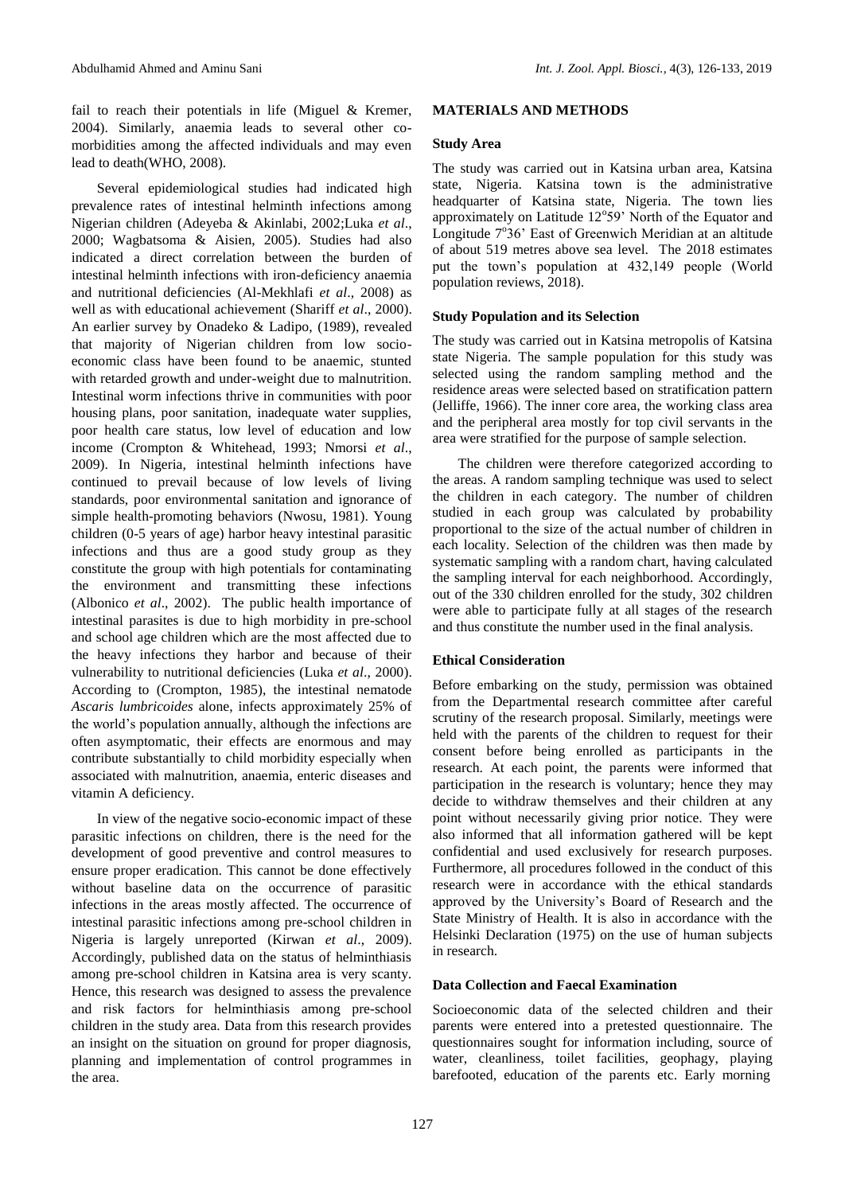fail to reach their potentials in life (Miguel & Kremer, 2004). Similarly, anaemia leads to several other co-morbidities among the affected individuals and may even lead to death(WHO, 2008).

Several epidemiological studies had indicated high prevalence rates of intestinal helminth infections among Nigerian children (Adeyeba & Akinlabi, 2002;Luka *et al*., 2000; Wagbatsoma & Aisien, 2005). Studies had also indicated a direct correlation between the burden of intestinal helminth infections with iron-deficiency anaemia and nutritional deficiencies (Al-Mekhlafi *et al*., 2008) as well as with educational achievement (Shariff *et al*., 2000). An earlier survey by Onadeko & Ladipo, (1989), revealed that majority of Nigerian children from low socio-economic class have been found to be anaemic, stunted with retarded growth and under-weight due to malnutrition. Intestinal worm infections thrive in communities with poor housing plans, poor sanitation, inadequate water supplies, poor health care status, low level of education and low income (Crompton & Whitehead, 1993; Nmorsi *et al*., 2009). In Nigeria, intestinal helminth infections have continued to prevail because of low levels of living standards, poor environmental sanitation and ignorance of simple health-promoting behaviors (Nwosu, 1981). Young children (0-5 years of age) harbor heavy intestinal parasitic infections and thus are a good study group as they constitute the group with high potentials for contaminating the environment and transmitting these infections (Albonico *et al*., 2002). The public health importance of intestinal parasites is due to high morbidity in pre-school and school age children which are the most affected due to the heavy infections they harbor and because of their vulnerability to nutritional deficiencies (Luka *et al*., 2000). According to (Crompton, 1985), the intestinal nematode *Ascaris lumbricoides* alone, infects approximately 25% of the world's population annually, although the infections are often asymptomatic, their effects are enormous and may contribute substantially to child morbidity especially when associated with malnutrition, anaemia, enteric diseases and vitamin A deficiency.

In view of the negative socio-economic impact of these parasitic infections on children, there is the need for the development of good preventive and control measures to ensure proper eradication. This cannot be done effectively without baseline data on the occurrence of parasitic infections in the areas mostly affected. The occurrence of intestinal parasitic infections among pre-school children in Nigeria is largely unreported (Kirwan *et al*., 2009). Accordingly, published data on the status of helminthiasis among pre-school children in Katsina area is very scanty. Hence, this research was designed to assess the prevalence and risk factors for helminthiasis among pre-school children in the study area. Data from this research provides an insight on the situation on ground for proper diagnosis, planning and implementation of control programmes in the area.

## MATERIALS AND METHODS

### Study Area

The study was carried out in Katsina urban area, Katsina state, Nigeria. Katsina town is the administrative headquarter of Katsina state, Nigeria. The town lies approximately on Latitude 12°59' North of the Equator and Longitude 7°36' East of Greenwich Meridian at an altitude of about 519 metres above sea level. The 2018 estimates put the town's population at 432,149 people (World population reviews, 2018).

### Study Population and its Selection

The study was carried out in Katsina metropolis of Katsina state Nigeria. The sample population for this study was selected using the random sampling method and the residence areas were selected based on stratification pattern (Jelliffe, 1966). The inner core area, the working class area and the peripheral area mostly for top civil servants in the area were stratified for the purpose of sample selection.

The children were therefore categorized according to the areas. A random sampling technique was used to select the children in each category. The number of children studied in each group was calculated by probability proportional to the size of the actual number of children in each locality. Selection of the children was then made by systematic sampling with a random chart, having calculated the sampling interval for each neighborhood. Accordingly, out of the 330 children enrolled for the study, 302 children were able to participate fully at all stages of the research and thus constitute the number used in the final analysis.

### Ethical Consideration

Before embarking on the study, permission was obtained from the Departmental research committee after careful scrutiny of the research proposal. Similarly, meetings were held with the parents of the children to request for their consent before being enrolled as participants in the research. At each point, the parents were informed that participation in the research is voluntary; hence they may decide to withdraw themselves and their children at any point without necessarily giving prior notice. They were also informed that all information gathered will be kept confidential and used exclusively for research purposes. Furthermore, all procedures followed in the conduct of this research were in accordance with the ethical standards approved by the University's Board of Research and the State Ministry of Health. It is also in accordance with the Helsinki Declaration (1975) on the use of human subjects in research.

### Data Collection and Faecal Examination

Socioeconomic data of the selected children and their parents were entered into a pretested questionnaire. The questionnaires sought for information including, source of water, cleanliness, toilet facilities, geophagy, playing barefooted, education of the parents etc. Early morning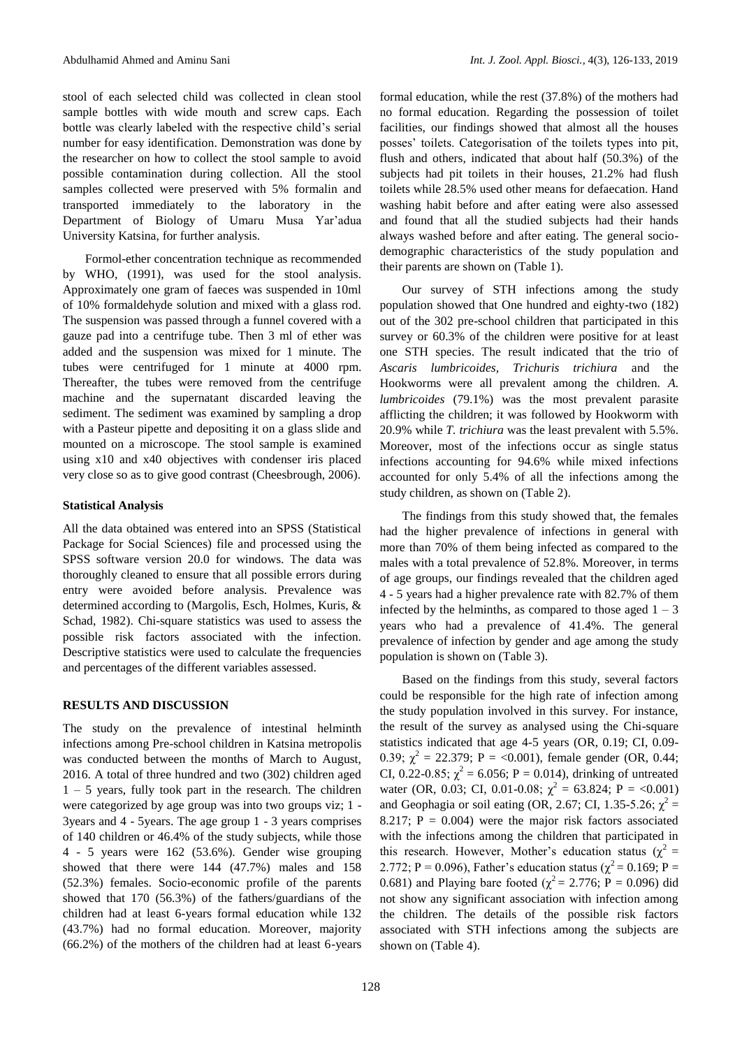stool of each selected child was collected in clean stool sample bottles with wide mouth and screw caps. Each bottle was clearly labeled with the respective child's serial number for easy identification. Demonstration was done by the researcher on how to collect the stool sample to avoid possible contamination during collection. All the stool samples collected were preserved with 5% formalin and transported immediately to the laboratory in the Department of Biology of Umaru Musa Yar'adua University Katsina, for further analysis.

Formol-ether concentration technique as recommended by WHO, (1991), was used for the stool analysis. Approximately one gram of faeces was suspended in 10ml of 10% formaldehyde solution and mixed with a glass rod. The suspension was passed through a funnel covered with a gauze pad into a centrifuge tube. Then 3 ml of ether was added and the suspension was mixed for 1 minute. The tubes were centrifuged for 1 minute at 4000 rpm. Thereafter, the tubes were removed from the centrifuge machine and the supernatant discarded leaving the sediment. The sediment was examined by sampling a drop with a Pasteur pipette and depositing it on a glass slide and mounted on a microscope. The stool sample is examined using x10 and x40 objectives with condenser iris placed very close so as to give good contrast (Cheesbrough, 2006).

### Statistical Analysis

All the data obtained was entered into an SPSS (Statistical Package for Social Sciences) file and processed using the SPSS software version 20.0 for windows. The data was thoroughly cleaned to ensure that all possible errors during entry were avoided before analysis. Prevalence was determined according to (Margolis, Esch, Holmes, Kuris, & Schad, 1982). Chi-square statistics was used to assess the possible risk factors associated with the infection. Descriptive statistics were used to calculate the frequencies and percentages of the different variables assessed.

## RESULTS AND DISCUSSION

The study on the prevalence of intestinal helminth infections among Pre-school children in Katsina metropolis was conducted between the months of March to August, 2016. A total of three hundred and two (302) children aged 1 – 5 years, fully took part in the research. The children were categorized by age group was into two groups viz; 1 - 3years and 4 - 5years. The age group 1 - 3 years comprises of 140 children or 46.4% of the study subjects, while those 4 - 5 years were 162 (53.6%). Gender wise grouping showed that there were 144 (47.7%) males and 158 (52.3%) females. Socio-economic profile of the parents showed that 170 (56.3%) of the fathers/guardians of the children had at least 6-years formal education while 132 (43.7%) had no formal education. Moreover, majority (66.2%) of the mothers of the children had at least 6-years formal education, while the rest (37.8%) of the mothers had no formal education. Regarding the possession of toilet facilities, our findings showed that almost all the houses posses' toilets. Categorisation of the toilets types into pit, flush and others, indicated that about half (50.3%) of the subjects had pit toilets in their houses, 21.2% had flush toilets while 28.5% used other means for defaecation. Hand washing habit before and after eating were also assessed and found that all the studied subjects had their hands always washed before and after eating. The general socio-demographic characteristics of the study population and their parents are shown on (Table 1).

Our survey of STH infections among the study population showed that One hundred and eighty-two (182) out of the 302 pre-school children that participated in this survey or 60.3% of the children were positive for at least one STH species. The result indicated that the trio of *Ascaris lumbricoides*, *Trichuris trichiura* and the Hookworms were all prevalent among the children. *A. lumbricoides* (79.1%) was the most prevalent parasite afflicting the children; it was followed by Hookworm with 20.9% while *T. trichiura* was the least prevalent with 5.5%. Moreover, most of the infections occur as single status infections accounting for 94.6% while mixed infections accounted for only 5.4% of all the infections among the study children, as shown on (Table 2).

The findings from this study showed that, the females had the higher prevalence of infections in general with more than 70% of them being infected as compared to the males with a total prevalence of 52.8%. Moreover, in terms of age groups, our findings revealed that the children aged 4 - 5 years had a higher prevalence rate with 82.7% of them infected by the helminths, as compared to those aged 1 – 3 years who had a prevalence of 41.4%. The general prevalence of infection by gender and age among the study population is shown on (Table 3).

Based on the findings from this study, several factors could be responsible for the high rate of infection among the study population involved in this survey. For instance, the result of the survey as analysed using the Chi-square statistics indicated that age 4-5 years (OR, 0.19; CI, 0.09-0.39; $\chi^2$ = 22.379; P = <0.001), female gender (OR, 0.44; CI, 0.22-0.85; $\chi^2$ = 6.056; P = 0.014), drinking of untreated water (OR, 0.03; CI, 0.01-0.08; $\chi^2$ = 63.824; P = <0.001) and Geophagia or soil eating (OR, 2.67; CI, 1.35-5.26; $\chi^2$ = 8.217; P = 0.004) were the major risk factors associated with the infections among the children that participated in this research. However, Mother's education status ($\chi^2$ = 2.772; P = 0.096), Father's education status ($\chi^2$ = 0.169; P = 0.681) and Playing bare footed ($\chi^2$ = 2.776; P = 0.096) did not show any significant association with infection among the children. The details of the possible risk factors associated with STH infections among the subjects are shown on (Table 4).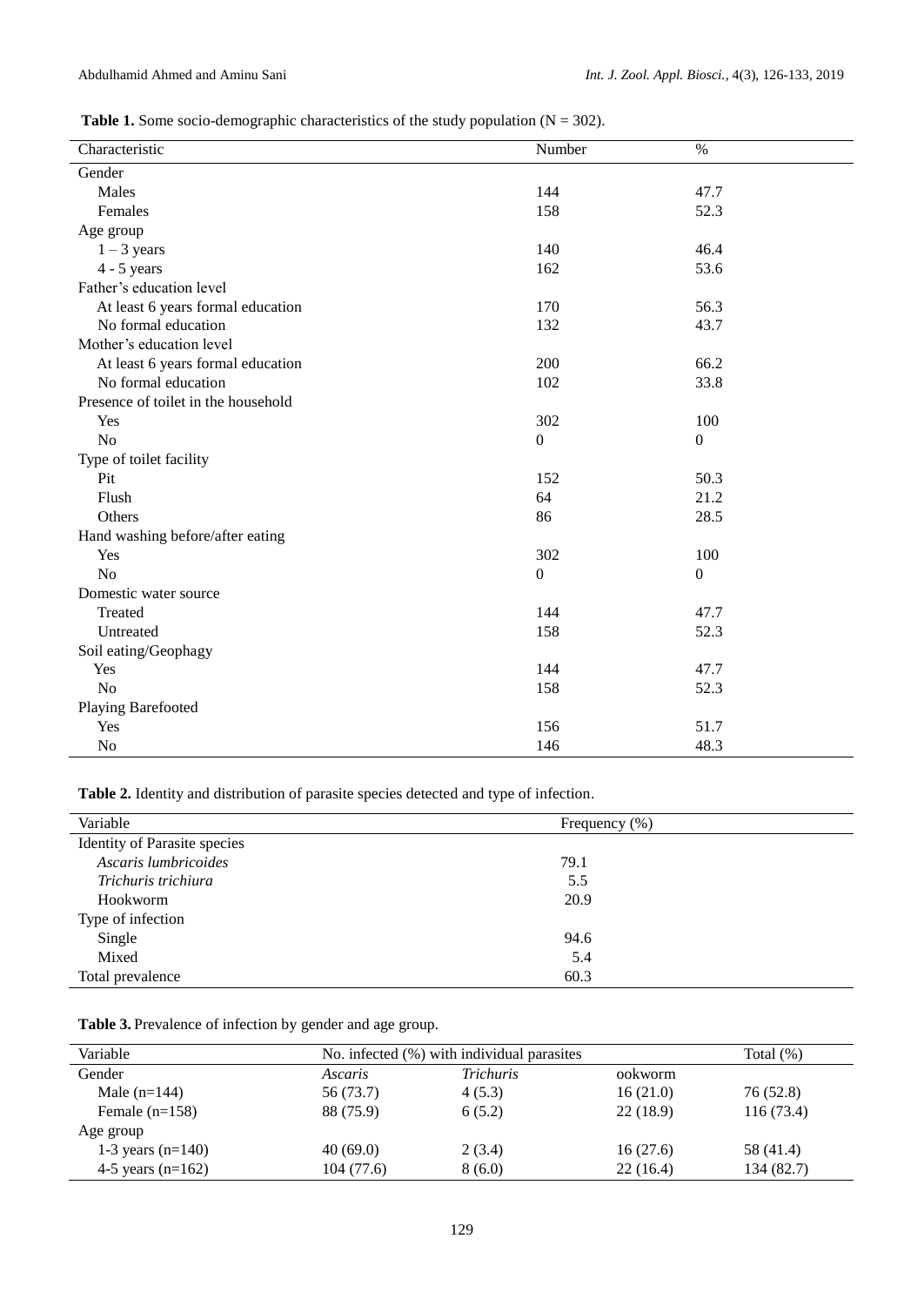**Table 1.** Some socio-demographic characteristics of the study population (N = 302).

| Characteristic | Number | % |
|---|---|---|
| Gender | | |
| Males | 144 | 47.7 |
| Females | 158 | 52.3 |
| Age group | | |
| 1 – 3 years | 140 | 46.4 |
| 4 - 5 years | 162 | 53.6 |
| Father's education level | | |
| At least 6 years formal education | 170 | 56.3 |
| No formal education | 132 | 43.7 |
| Mother's education level | | |
| At least 6 years formal education | 200 | 66.2 |
| No formal education | 102 | 33.8 |
| Presence of toilet in the household | | |
| Yes | 302 | 100 |
| No | 0 | 0 |
| Type of toilet facility | | |
| Pit | 152 | 50.3 |
| Flush | 64 | 21.2 |
| Others | 86 | 28.5 |
| Hand washing before/after eating | | |
| Yes | 302 | 100 |
| No | 0 | 0 |
| Domestic water source | | |
| Treated | 144 | 47.7 |
| Untreated | 158 | 52.3 |
| Soil eating/Geophagy | | |
| Yes | 144 | 47.7 |
| No | 158 | 52.3 |
| Playing Barefooted | | |
| Yes | 156 | 51.7 |
| No | 146 | 48.3 |

**Table 2.** Identity and distribution of parasite species detected and type of infection.

| Variable | Frequency (%) |
|---|---|
| Identity of Parasite species | |
| *Ascaris lumbricoides* | 79.1 |
| *Trichuris trichiura* | 5.5 |
| Hookworm | 20.9 |
| Type of infection | |
| Single | 94.6 |
| Mixed | 5.4 |
| Total prevalence | 60.3 |

**Table 3.** Prevalence of infection by gender and age group.

| Variable | No. infected (%) with individual parasites | | | Total (%) |
|---|---|---|---|---|
| Gender | *Ascaris* | *Trichuris* | ookworm | |
| Male (n=144) | 56 (73.7) | 4 (5.3) | 16 (21.0) | 76 (52.8) |
| Female (n=158) | 88 (75.9) | 6 (5.2) | 22 (18.9) | 116 (73.4) |
| Age group | | | | |
| 1-3 years (n=140) | 40 (69.0) | 2 (3.4) | 16 (27.6) | 58 (41.4) |
| 4-5 years (n=162) | 104 (77.6) | 8 (6.0) | 22 (16.4) | 134 (82.7) |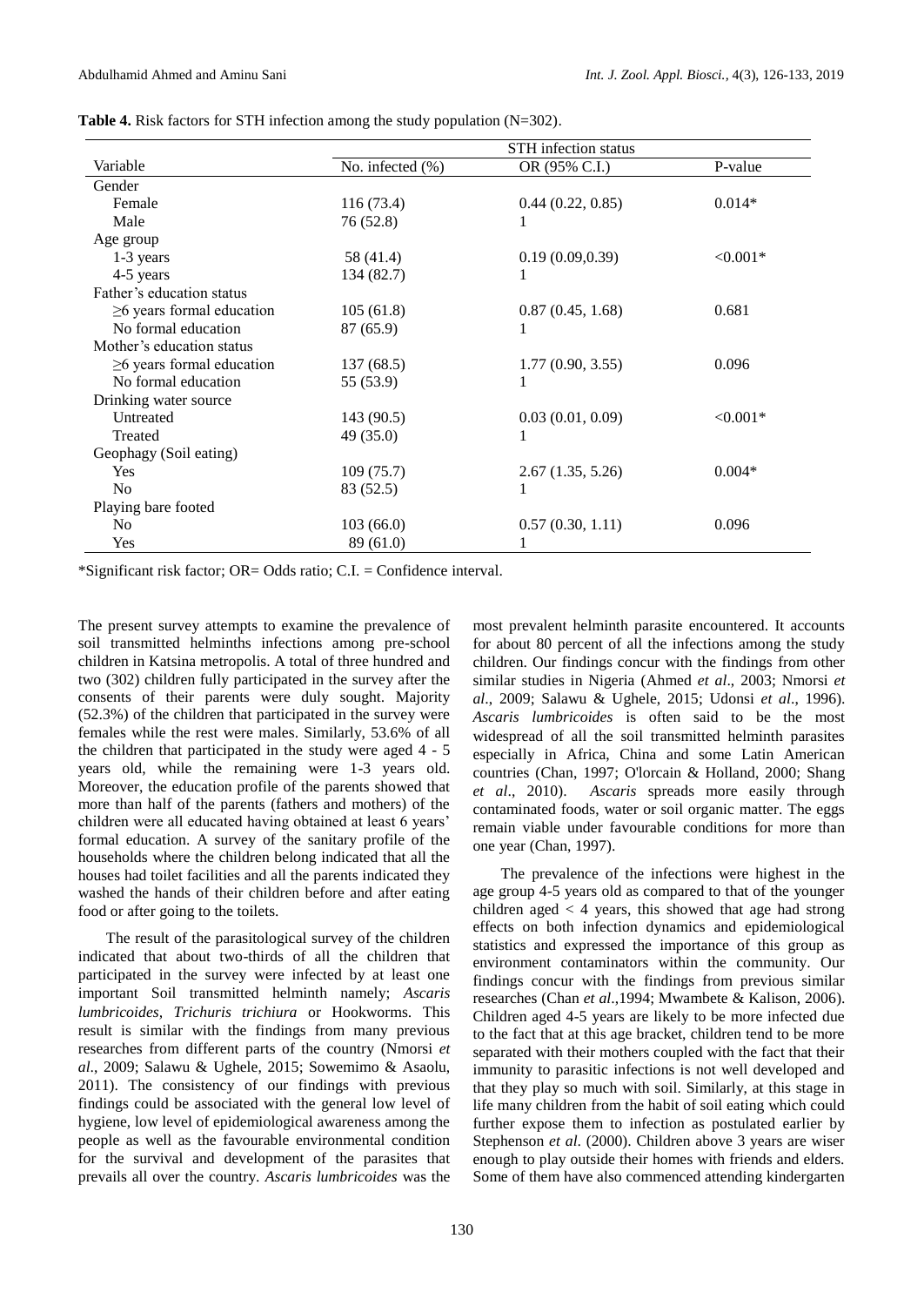**Table 4.** Risk factors for STH infection among the study population (N=302).

| Variable | STH infection status | | |
|---|---|---|---|
| | No. infected (%) | OR (95% C.I.) | P-value |
| Gender | | | |
| Female | 116 (73.4) | 0.44 (0.22, 0.85) | 0.014* |
| Male | 76 (52.8) | 1 | |
| Age group | | | |
| 1-3 years | 58 (41.4) | 0.19 (0.09,0.39) | <0.001* |
| 4-5 years | 134 (82.7) | 1 | |
| Father's education status | | | |
| ≥6 years formal education | 105 (61.8) | 0.87 (0.45, 1.68) | 0.681 |
| No formal education | 87 (65.9) | 1 | |
| Mother's education status | | | |
| ≥6 years formal education | 137 (68.5) | 1.77 (0.90, 3.55) | 0.096 |
| No formal education | 55 (53.9) | 1 | |
| Drinking water source | | | |
| Untreated | 143 (90.5) | 0.03 (0.01, 0.09) | <0.001* |
| Treated | 49 (35.0) | 1 | |
| Geophagy (Soil eating) | | | |
| Yes | 109 (75.7) | 2.67 (1.35, 5.26) | 0.004* |
| No | 83 (52.5) | 1 | |
| Playing bare footed | | | |
| No | 103 (66.0) | 0.57 (0.30, 1.11) | 0.096 |
| Yes | 89 (61.0) | 1 | |

*Significant risk factor; OR= Odds ratio; C.I. = Confidence interval.

The present survey attempts to examine the prevalence of soil transmitted helminths infections among pre-school children in Katsina metropolis. A total of three hundred and two (302) children fully participated in the survey after the consents of their parents were duly sought. Majority (52.3%) of the children that participated in the survey were females while the rest were males. Similarly, 53.6% of all the children that participated in the study were aged 4 - 5 years old, while the remaining were 1-3 years old. Moreover, the education profile of the parents showed that more than half of the parents (fathers and mothers) of the children were all educated having obtained at least 6 years' formal education. A survey of the sanitary profile of the households where the children belong indicated that all the houses had toilet facilities and all the parents indicated they washed the hands of their children before and after eating food or after going to the toilets.

The result of the parasitological survey of the children indicated that about two-thirds of all the children that participated in the survey were infected by at least one important Soil transmitted helminth namely; *Ascaris lumbricoides, Trichuris trichiura* or Hookworms. This result is similar with the findings from many previous researches from different parts of the country (Nmorsi *et al*., 2009; Salawu & Ughele, 2015; Sowemimo & Asaolu, 2011). The consistency of our findings with previous findings could be associated with the general low level of hygiene, low level of epidemiological awareness among the people as well as the favourable environmental condition for the survival and development of the parasites that prevails all over the country. *Ascaris lumbricoides* was the most prevalent helminth parasite encountered. It accounts for about 80 percent of all the infections among the study children. Our findings concur with the findings from other similar studies in Nigeria (Ahmed *et al*., 2003; Nmorsi *et al*., 2009; Salawu & Ughele, 2015; Udonsi *et al*., 1996). *Ascaris lumbricoides* is often said to be the most widespread of all the soil transmitted helminth parasites especially in Africa, China and some Latin American countries (Chan, 1997; O'lorcain & Holland, 2000; Shang *et al*., 2010). *Ascaris* spreads more easily through contaminated foods, water or soil organic matter. The eggs remain viable under favourable conditions for more than one year (Chan, 1997).

The prevalence of the infections were highest in the age group 4-5 years old as compared to that of the younger children aged < 4 years, this showed that age had strong effects on both infection dynamics and epidemiological statistics and expressed the importance of this group as environment contaminators within the community. Our findings concur with the findings from previous similar researches (Chan *et al*.,1994; Mwambete & Kalison, 2006). Children aged 4-5 years are likely to be more infected due to the fact that at this age bracket, children tend to be more separated with their mothers coupled with the fact that their immunity to parasitic infections is not well developed and that they play so much with soil. Similarly, at this stage in life many children from the habit of soil eating which could further expose them to infection as postulated earlier by Stephenson *et al*. (2000). Children above 3 years are wiser enough to play outside their homes with friends and elders. Some of them have also commenced attending kindergarten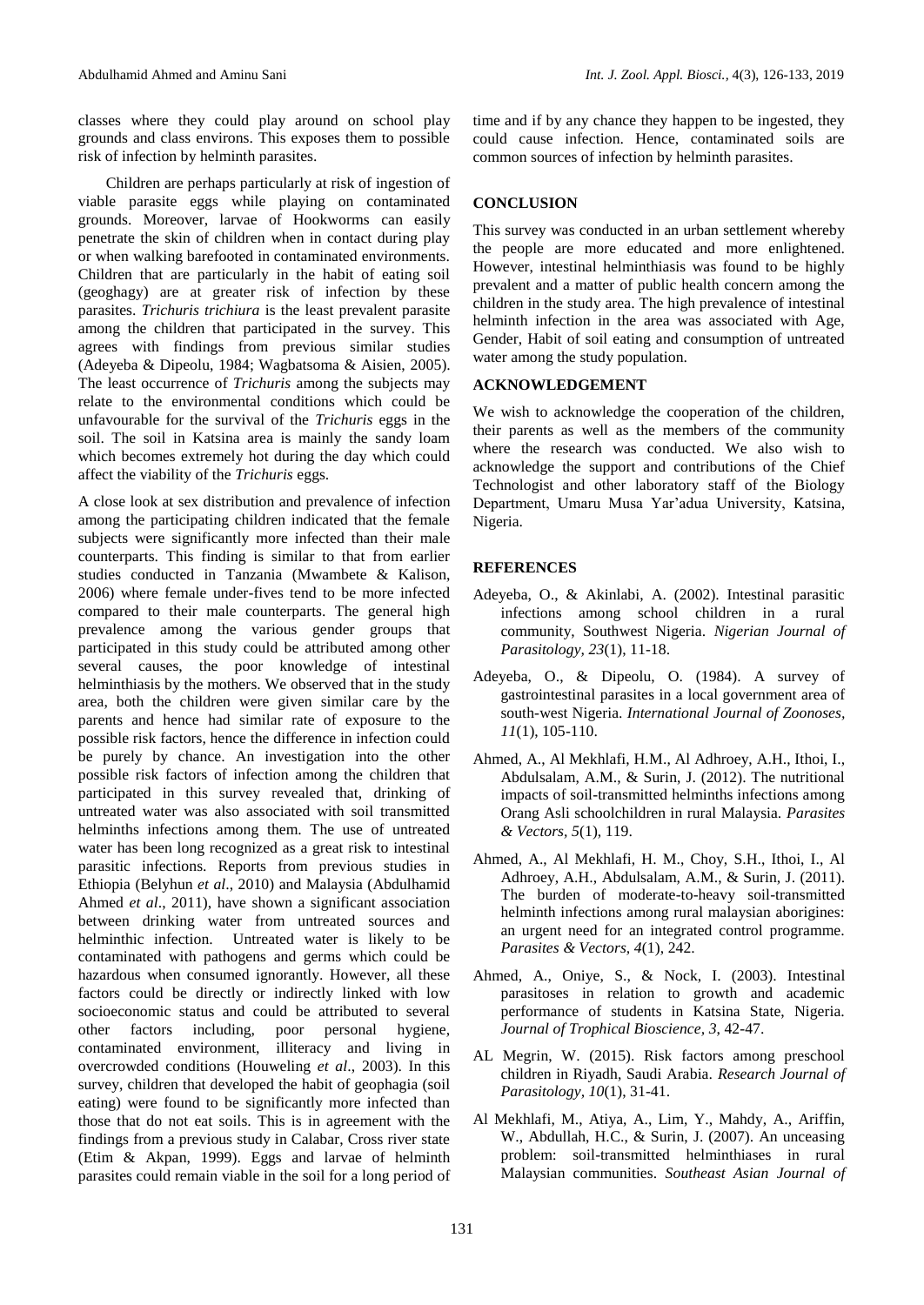classes where they could play around on school play grounds and class environs. This exposes them to possible risk of infection by helminth parasites.

Children are perhaps particularly at risk of ingestion of viable parasite eggs while playing on contaminated grounds. Moreover, larvae of Hookworms can easily penetrate the skin of children when in contact during play or when walking barefooted in contaminated environments. Children that are particularly in the habit of eating soil (geoghagy) are at greater risk of infection by these parasites. *Trichuris trichiura* is the least prevalent parasite among the children that participated in the survey. This agrees with findings from previous similar studies (Adeyeba & Dipeolu, 1984; Wagbatsoma & Aisien, 2005). The least occurrence of *Trichuris* among the subjects may relate to the environmental conditions which could be unfavourable for the survival of the *Trichuris* eggs in the soil. The soil in Katsina area is mainly the sandy loam which becomes extremely hot during the day which could affect the viability of the *Trichuris* eggs.

A close look at sex distribution and prevalence of infection among the participating children indicated that the female subjects were significantly more infected than their male counterparts. This finding is similar to that from earlier studies conducted in Tanzania (Mwambete & Kalison, 2006) where female under-fives tend to be more infected compared to their male counterparts. The general high prevalence among the various gender groups that participated in this study could be attributed among other several causes, the poor knowledge of intestinal helminthiasis by the mothers. We observed that in the study area, both the children were given similar care by the parents and hence had similar rate of exposure to the possible risk factors, hence the difference in infection could be purely by chance. An investigation into the other possible risk factors of infection among the children that participated in this survey revealed that, drinking of untreated water was also associated with soil transmitted helminths infections among them. The use of untreated water has been long recognized as a great risk to intestinal parasitic infections. Reports from previous studies in Ethiopia (Belyhun *et al*., 2010) and Malaysia (Abdulhamid Ahmed *et al*., 2011), have shown a significant association between drinking water from untreated sources and helminthic infection. Untreated water is likely to be contaminated with pathogens and germs which could be hazardous when consumed ignorantly. However, all these factors could be directly or indirectly linked with low socioeconomic status and could be attributed to several other factors including, poor personal hygiene, contaminated environment, illiteracy and living in overcrowded conditions (Houweling *et al*., 2003). In this survey, children that developed the habit of geophagia (soil eating) were found to be significantly more infected than those that do not eat soils. This is in agreement with the findings from a previous study in Calabar, Cross river state (Etim & Akpan, 1999). Eggs and larvae of helminth parasites could remain viable in the soil for a long period of time and if by any chance they happen to be ingested, they could cause infection. Hence, contaminated soils are common sources of infection by helminth parasites.

## CONCLUSION

This survey was conducted in an urban settlement whereby the people are more educated and more enlightened. However, intestinal helminthiasis was found to be highly prevalent and a matter of public health concern among the children in the study area. The high prevalence of intestinal helminth infection in the area was associated with Age, Gender, Habit of soil eating and consumption of untreated water among the study population.

## ACKNOWLEDGEMENT

We wish to acknowledge the cooperation of the children, their parents as well as the members of the community where the research was conducted. We also wish to acknowledge the support and contributions of the Chief Technologist and other laboratory staff of the Biology Department, Umaru Musa Yar'adua University, Katsina, Nigeria.

## REFERENCES

Adeyeba, O., & Akinlabi, A. (2002). Intestinal parasitic infections among school children in a rural community, Southwest Nigeria. *Nigerian Journal of Parasitology, 23*(1), 11-18.

Adeyeba, O., & Dipeolu, O. (1984). A survey of gastrointestinal parasites in a local government area of south-west Nigeria. *International Journal of Zoonoses, 11*(1), 105-110.

Ahmed, A., Al Mekhlafi, H.M., Al Adhroey, A.H., Ithoi, I., Abdulsalam, A.M., & Surin, J. (2012). The nutritional impacts of soil-transmitted helminths infections among Orang Asli schoolchildren in rural Malaysia. *Parasites & Vectors, 5*(1), 119.

Ahmed, A., Al Mekhlafi, H. M., Choy, S.H., Ithoi, I., Al Adhroey, A.H., Abdulsalam, A.M., & Surin, J. (2011). The burden of moderate-to-heavy soil-transmitted helminth infections among rural malaysian aborigines: an urgent need for an integrated control programme. *Parasites & Vectors, 4*(1), 242.

Ahmed, A., Oniye, S., & Nock, I. (2003). Intestinal parasitoses in relation to growth and academic performance of students in Katsina State, Nigeria. *Journal of Trophical Bioscience, 3*, 42-47.

AL Megrin, W. (2015). Risk factors among preschool children in Riyadh, Saudi Arabia. *Research Journal of Parasitology, 10*(1), 31-41.

Al Mekhlafi, M., Atiya, A., Lim, Y., Mahdy, A., Ariffin, W., Abdullah, H.C., & Surin, J. (2007). An unceasing problem: soil-transmitted helminthiases in rural Malaysian communities. *Southeast Asian Journal of*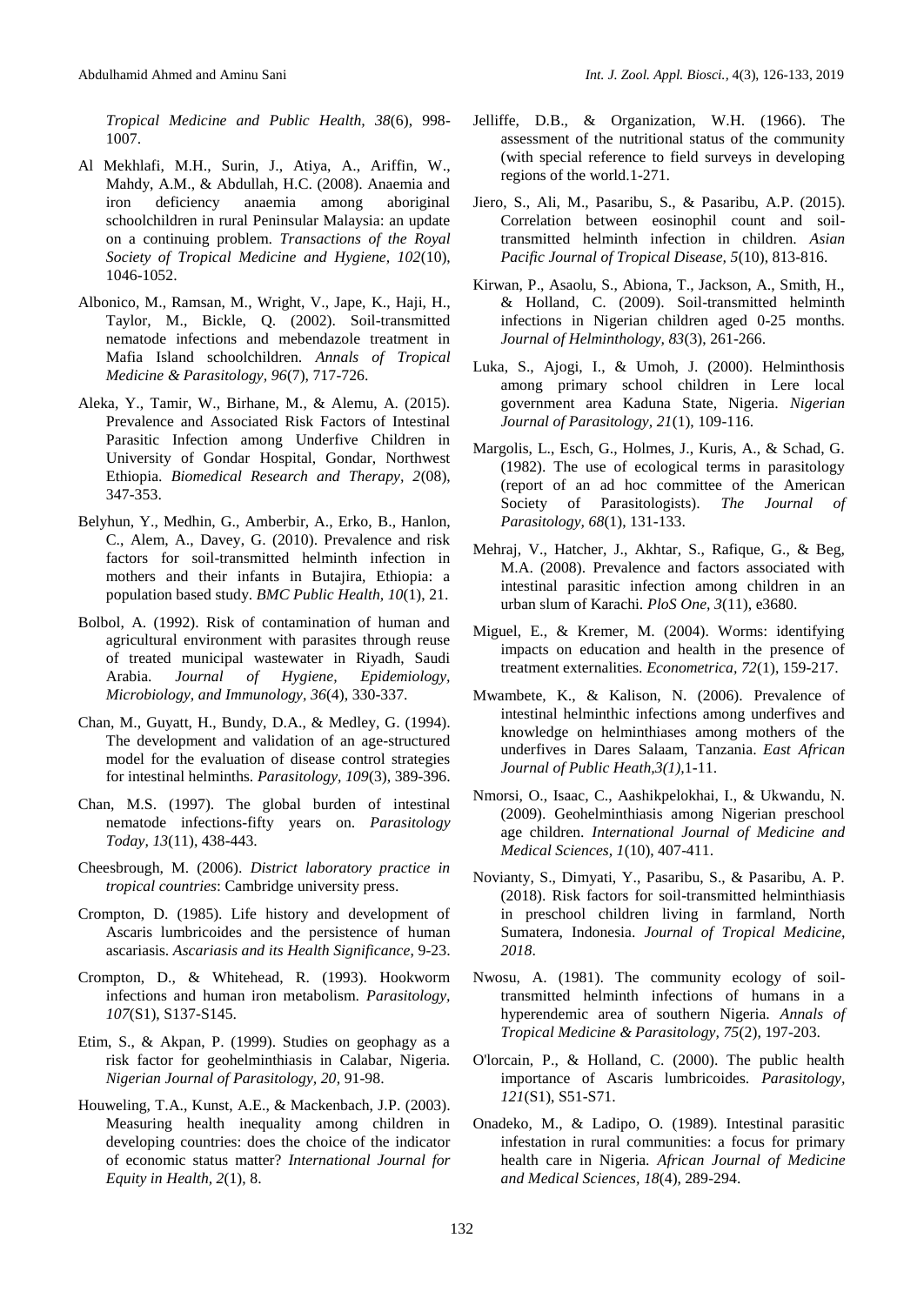*Tropical Medicine and Public Health, 38*(6), 998-1007.

Al Mekhlafi, M.H., Surin, J., Atiya, A., Ariffin, W., Mahdy, A.M., & Abdullah, H.C. (2008). Anaemia and iron deficiency anaemia among aboriginal schoolchildren in rural Peninsular Malaysia: an update on a continuing problem. *Transactions of the Royal Society of Tropical Medicine and Hygiene, 102*(10), 1046-1052.

Albonico, M., Ramsan, M., Wright, V., Jape, K., Haji, H., Taylor, M., Bickle, Q. (2002). Soil-transmitted nematode infections and mebendazole treatment in Mafia Island schoolchildren. *Annals of Tropical Medicine & Parasitology, 96*(7), 717-726.

Aleka, Y., Tamir, W., Birhane, M., & Alemu, A. (2015). Prevalence and Associated Risk Factors of Intestinal Parasitic Infection among Underfive Children in University of Gondar Hospital, Gondar, Northwest Ethiopia. *Biomedical Research and Therapy, 2*(08), 347-353.

Belyhun, Y., Medhin, G., Amberbir, A., Erko, B., Hanlon, C., Alem, A., Davey, G. (2010). Prevalence and risk factors for soil-transmitted helminth infection in mothers and their infants in Butajira, Ethiopia: a population based study. *BMC Public Health, 10*(1), 21.

Bolbol, A. (1992). Risk of contamination of human and agricultural environment with parasites through reuse of treated municipal wastewater in Riyadh, Saudi Arabia. *Journal of Hygiene, Epidemiology, Microbiology, and Immunology, 36*(4), 330-337.

Chan, M., Guyatt, H., Bundy, D.A., & Medley, G. (1994). The development and validation of an age-structured model for the evaluation of disease control strategies for intestinal helminths. *Parasitology, 109*(3), 389-396.

Chan, M.S. (1997). The global burden of intestinal nematode infections-fifty years on. *Parasitology Today, 13*(11), 438-443.

Cheesbrough, M. (2006). *District laboratory practice in tropical countries*: Cambridge university press.

Crompton, D. (1985). Life history and development of Ascaris lumbricoides and the persistence of human ascariasis. *Ascariasis and its Health Significance*, 9-23.

Crompton, D., & Whitehead, R. (1993). Hookworm infections and human iron metabolism. *Parasitology, 107*(S1), S137-S145.

Etim, S., & Akpan, P. (1999). Studies on geophagy as a risk factor for geohelminthiasis in Calabar, Nigeria. *Nigerian Journal of Parasitology, 20*, 91-98.

Houweling, T.A., Kunst, A.E., & Mackenbach, J.P. (2003). Measuring health inequality among children in developing countries: does the choice of the indicator of economic status matter? *International Journal for Equity in Health, 2*(1), 8.

Jelliffe, D.B., & Organization, W.H. (1966). The assessment of the nutritional status of the community (with special reference to field surveys in developing regions of the world.1-271.

Jiero, S., Ali, M., Pasaribu, S., & Pasaribu, A.P. (2015). Correlation between eosinophil count and soil-transmitted helminth infection in children. *Asian Pacific Journal of Tropical Disease, 5*(10), 813-816.

Kirwan, P., Asaolu, S., Abiona, T., Jackson, A., Smith, H., & Holland, C. (2009). Soil-transmitted helminth infections in Nigerian children aged 0-25 months. *Journal of Helminthology, 83*(3), 261-266.

Luka, S., Ajogi, I., & Umoh, J. (2000). Helminthosis among primary school children in Lere local government area Kaduna State, Nigeria. *Nigerian Journal of Parasitology, 21*(1), 109-116.

Margolis, L., Esch, G., Holmes, J., Kuris, A., & Schad, G. (1982). The use of ecological terms in parasitology (report of an ad hoc committee of the American Society of Parasitologists). *The Journal of Parasitology, 68*(1), 131-133.

Mehraj, V., Hatcher, J., Akhtar, S., Rafique, G., & Beg, M.A. (2008). Prevalence and factors associated with intestinal parasitic infection among children in an urban slum of Karachi. *PloS One, 3*(11), e3680.

Miguel, E., & Kremer, M. (2004). Worms: identifying impacts on education and health in the presence of treatment externalities. *Econometrica, 72*(1), 159-217.

Mwambete, K., & Kalison, N. (2006). Prevalence of intestinal helminthic infections among underfives and knowledge on helminthiases among mothers of the underfives in Dares Salaam, Tanzania. *East African Journal of Public Heath,3(1),*1-11.

Nmorsi, O., Isaac, C., Aashikpelokhai, I., & Ukwandu, N. (2009). Geohelminthiasis among Nigerian preschool age children. *International Journal of Medicine and Medical Sciences, 1*(10), 407-411.

Novianty, S., Dimyati, Y., Pasaribu, S., & Pasaribu, A. P. (2018). Risk factors for soil-transmitted helminthiasis in preschool children living in farmland, North Sumatera, Indonesia. *Journal of Tropical Medicine, 2018*.

Nwosu, A. (1981). The community ecology of soil-transmitted helminth infections of humans in a hyperendemic area of southern Nigeria. *Annals of Tropical Medicine & Parasitology, 75*(2), 197-203.

O'lorcain, P., & Holland, C. (2000). The public health importance of Ascaris lumbricoides. *Parasitology, 121*(S1), S51-S71.

Onadeko, M., & Ladipo, O. (1989). Intestinal parasitic infestation in rural communities: a focus for primary health care in Nigeria. *African Journal of Medicine and Medical Sciences, 18*(4), 289-294.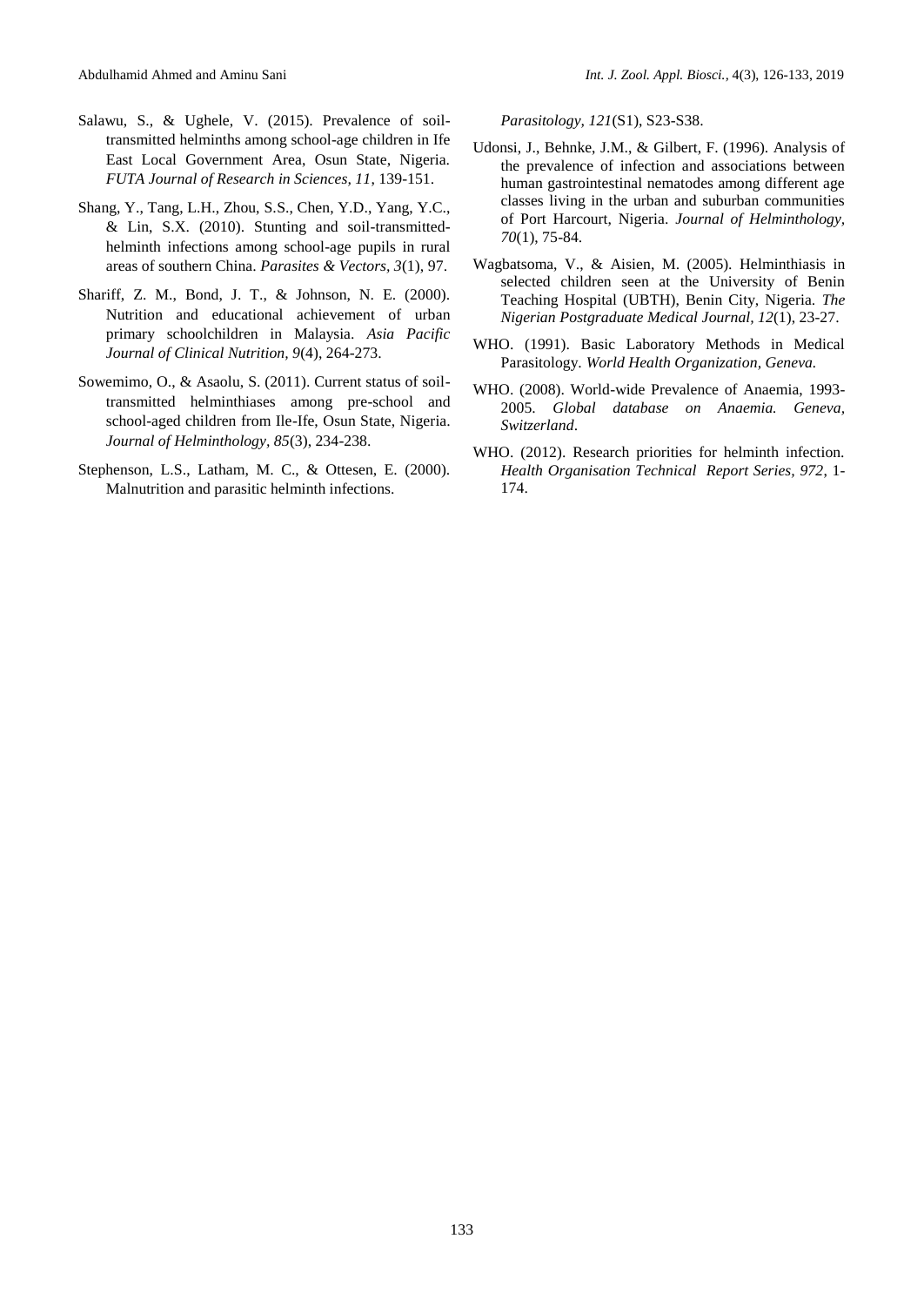Salawu, S., & Ughele, V. (2015). Prevalence of soil-transmitted helminths among school-age children in Ife East Local Government Area, Osun State, Nigeria. *FUTA Journal of Research in Sciences, 11*, 139-151.

Shang, Y., Tang, L.H., Zhou, S.S., Chen, Y.D., Yang, Y.C., & Lin, S.X. (2010). Stunting and soil-transmitted-helminth infections among school-age pupils in rural areas of southern China. *Parasites & Vectors, 3*(1), 97.

Shariff, Z. M., Bond, J. T., & Johnson, N. E. (2000). Nutrition and educational achievement of urban primary schoolchildren in Malaysia. *Asia Pacific Journal of Clinical Nutrition, 9*(4), 264-273.

Sowemimo, O., & Asaolu, S. (2011). Current status of soil-transmitted helminthiases among pre-school and school-aged children from Ile-Ife, Osun State, Nigeria. *Journal of Helminthology, 85*(3), 234-238.

Stephenson, L.S., Latham, M. C., & Ottesen, E. (2000). Malnutrition and parasitic helminth infections. *Parasitology, 121*(S1), S23-S38.

Udonsi, J., Behnke, J.M., & Gilbert, F. (1996). Analysis of the prevalence of infection and associations between human gastrointestinal nematodes among different age classes living in the urban and suburban communities of Port Harcourt, Nigeria. *Journal of Helminthology, 70*(1), 75-84.

Wagbatsoma, V., & Aisien, M. (2005). Helminthiasis in selected children seen at the University of Benin Teaching Hospital (UBTH), Benin City, Nigeria. *The Nigerian Postgraduate Medical Journal, 12*(1), 23-27.

WHO. (1991). Basic Laboratory Methods in Medical Parasitology. *World Health Organization, Geneva.*

WHO. (2008). World-wide Prevalence of Anaemia, 1993-2005. *Global database on Anaemia. Geneva, Switzerland*.

WHO. (2012). Research priorities for helminth infection. *Health Organisation Technical Report Series, 972*, 1-174.